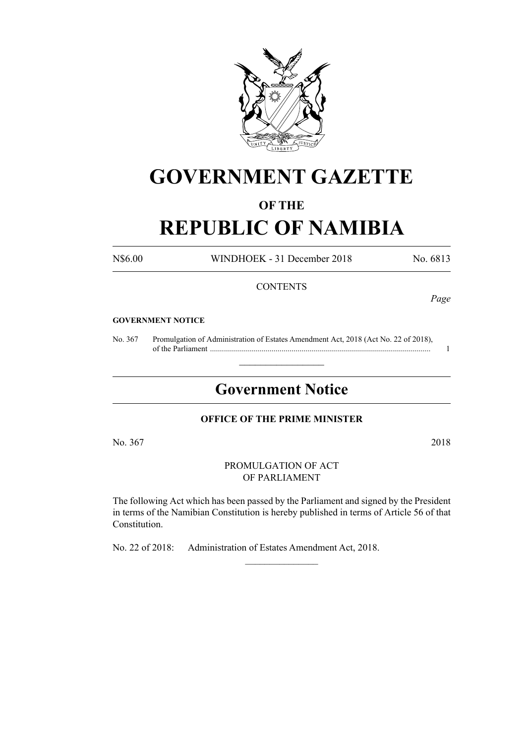# GOVERNMENT GAZETTE

## OF THE

# REPUBLIC OF NAMIBIA

N$6.00 WINDHOEK - 31 December 2018 No. 6813

CONTENTS

*Page*

**GOVERNMENT NOTICE**

No. 367 Promulgation of Administration of Estates Amendment Act, 2018 (Act No. 22 of 2018), of the Parliament ............................................................................................................ 1

---

## Government Notice

**OFFICE OF THE PRIME MINISTER**

No. 367 2018

PROMULGATION OF ACT
OF PARLIAMENT

The following Act which has been passed by the Parliament and signed by the President in terms of the Namibian Constitution is hereby published in terms of Article 56 of that Constitution.

No. 22 of 2018: Administration of Estates Amendment Act, 2018.

---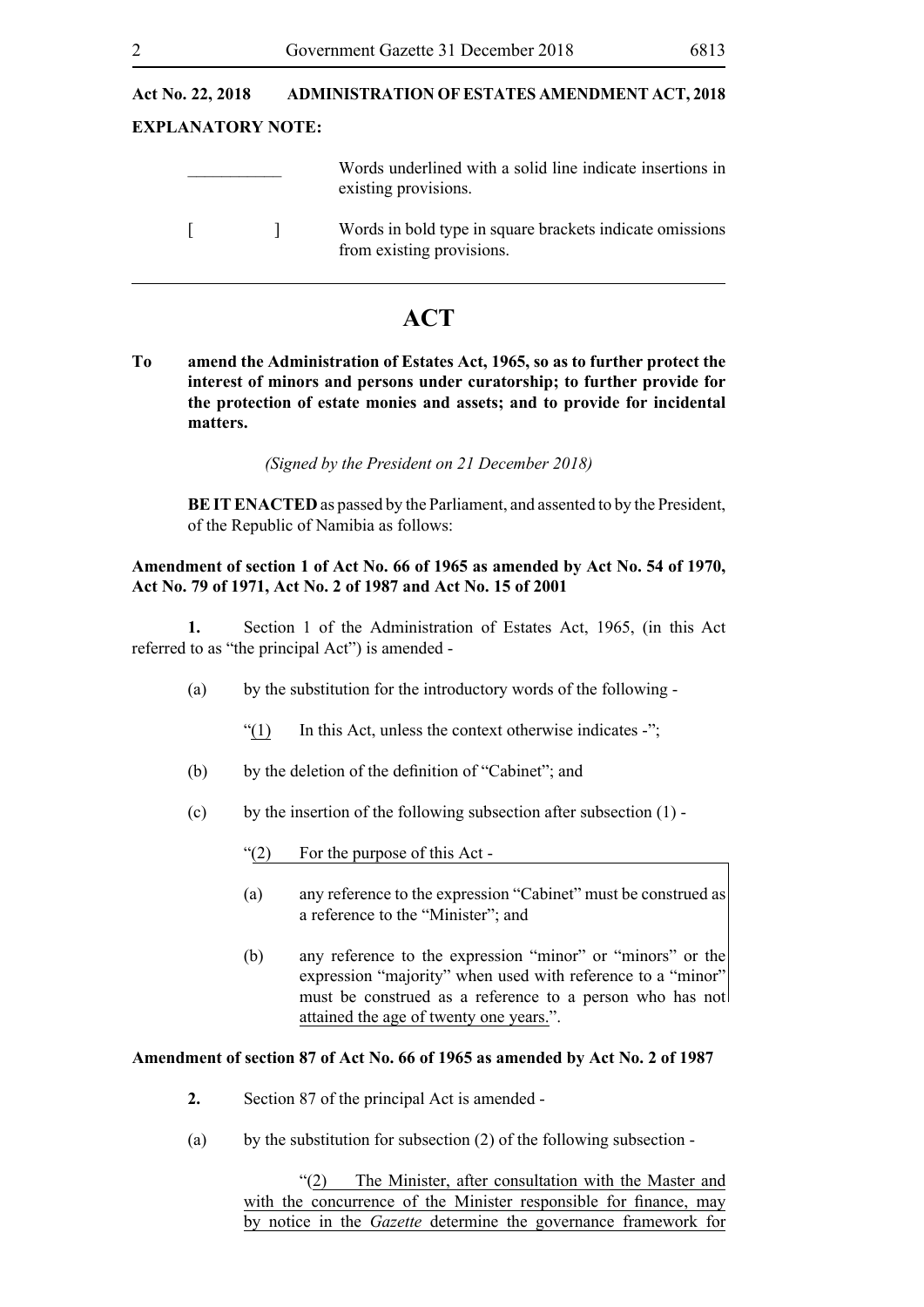**Act No. 22, 2018 ADMINISTRATION OF ESTATES AMENDMENT ACT, 2018**

**EXPLANATORY NOTE:**

| | |
|---|---|
| ___________ | Words underlined with a solid line indicate insertions in existing provisions. |
| [ ] | Words in bold type in square brackets indicate omissions from existing provisions. |

---

# ACT

**To amend the Administration of Estates Act, 1965, so as to further protect the interest of minors and persons under curatorship; to further provide for the protection of estate monies and assets; and to provide for incidental matters.**

*(Signed by the President on 21 December 2018)*

**BE IT ENACTED** as passed by the Parliament, and assented to by the President, of the Republic of Namibia as follows:

**Amendment of section 1 of Act No. 66 of 1965 as amended by Act No. 54 of 1970, Act No. 79 of 1971, Act No. 2 of 1987 and Act No. 15 of 2001**

**1.** Section 1 of the Administration of Estates Act, 1965, (in this Act referred to as "the principal Act") is amended -

(a) by the substitution for the introductory words of the following -

"(1) In this Act, unless the context otherwise indicates -";

(b) by the deletion of the definition of "Cabinet"; and

(c) by the insertion of the following subsection after subsection (1) -

"(2) For the purpose of this Act -

(a) any reference to the expression "Cabinet" must be construed as a reference to the "Minister"; and

(b) any reference to the expression "minor" or "minors" or the expression "majority" when used with reference to a "minor" must be construed as a reference to a person who has not attained the age of twenty one years.".

**Amendment of section 87 of Act No. 66 of 1965 as amended by Act No. 2 of 1987**

**2.** Section 87 of the principal Act is amended -

(a) by the substitution for subsection (2) of the following subsection -

"(2) The Minister, after consultation with the Master and with the concurrence of the Minister responsible for finance, may by notice in the *Gazette* determine the governance framework for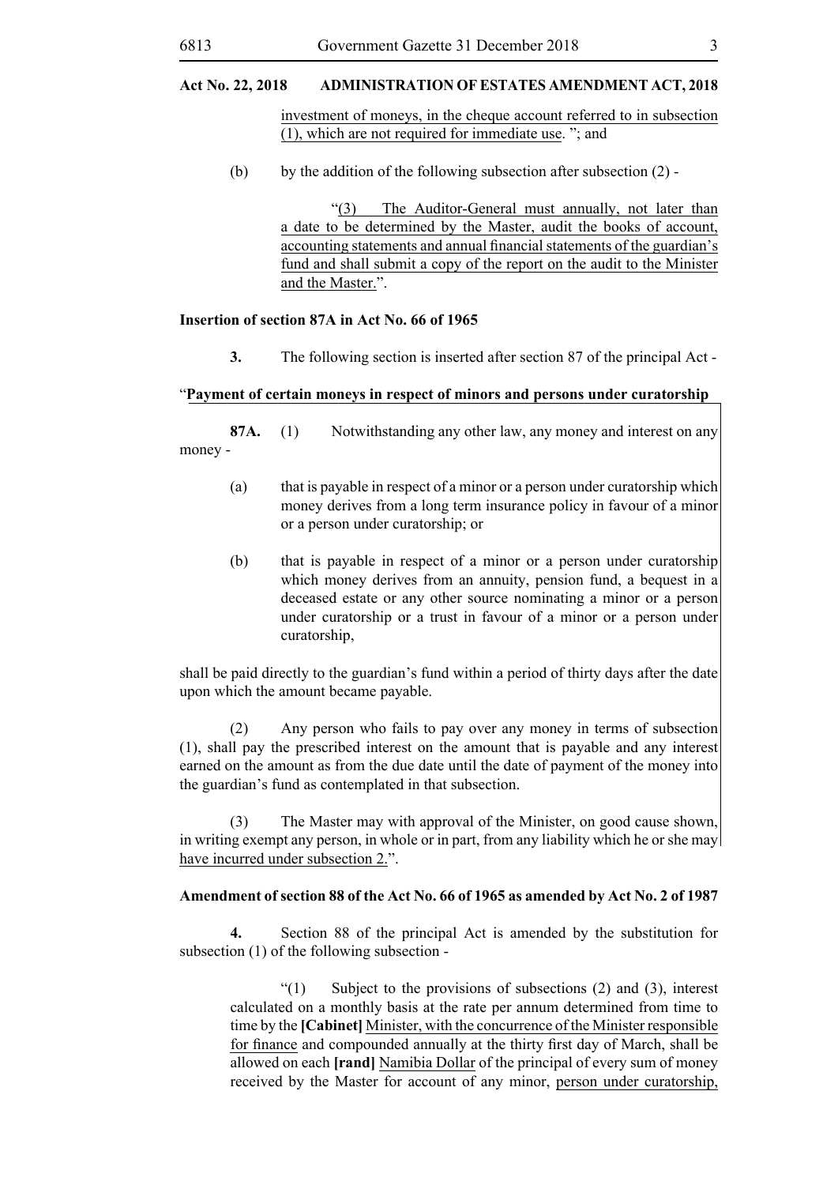investment of moneys, in the cheque account referred to in subsection (1), which are not required for immediate use. "; and

(b) by the addition of the following subsection after subsection (2) -

"(3) The Auditor-General must annually, not later than a date to be determined by the Master, audit the books of account, accounting statements and annual financial statements of the guardian's fund and shall submit a copy of the report on the audit to the Minister and the Master.".

**Insertion of section 87A in Act No. 66 of 1965**

**3.** The following section is inserted after section 87 of the principal Act -

"**Payment of certain moneys in respect of minors and persons under curatorship**

**87A.** (1) Notwithstanding any other law, any money and interest on any money -

(a) that is payable in respect of a minor or a person under curatorship which money derives from a long term insurance policy in favour of a minor or a person under curatorship; or

(b) that is payable in respect of a minor or a person under curatorship which money derives from an annuity, pension fund, a bequest in a deceased estate or any other source nominating a minor or a person under curatorship or a trust in favour of a minor or a person under curatorship,

shall be paid directly to the guardian's fund within a period of thirty days after the date upon which the amount became payable.

(2) Any person who fails to pay over any money in terms of subsection (1), shall pay the prescribed interest on the amount that is payable and any interest earned on the amount as from the due date until the date of payment of the money into the guardian's fund as contemplated in that subsection.

(3) The Master may with approval of the Minister, on good cause shown, in writing exempt any person, in whole or in part, from any liability which he or she may have incurred under subsection 2.".

**Amendment of section 88 of the Act No. 66 of 1965 as amended by Act No. 2 of 1987**

**4.** Section 88 of the principal Act is amended by the substitution for subsection (1) of the following subsection -

"(1) Subject to the provisions of subsections (2) and (3), interest calculated on a monthly basis at the rate per annum determined from time to time by the **[Cabinet]** Minister, with the concurrence of the Minister responsible for finance and compounded annually at the thirty first day of March, shall be allowed on each **[rand]** Namibia Dollar of the principal of every sum of money received by the Master for account of any minor, person under curatorship,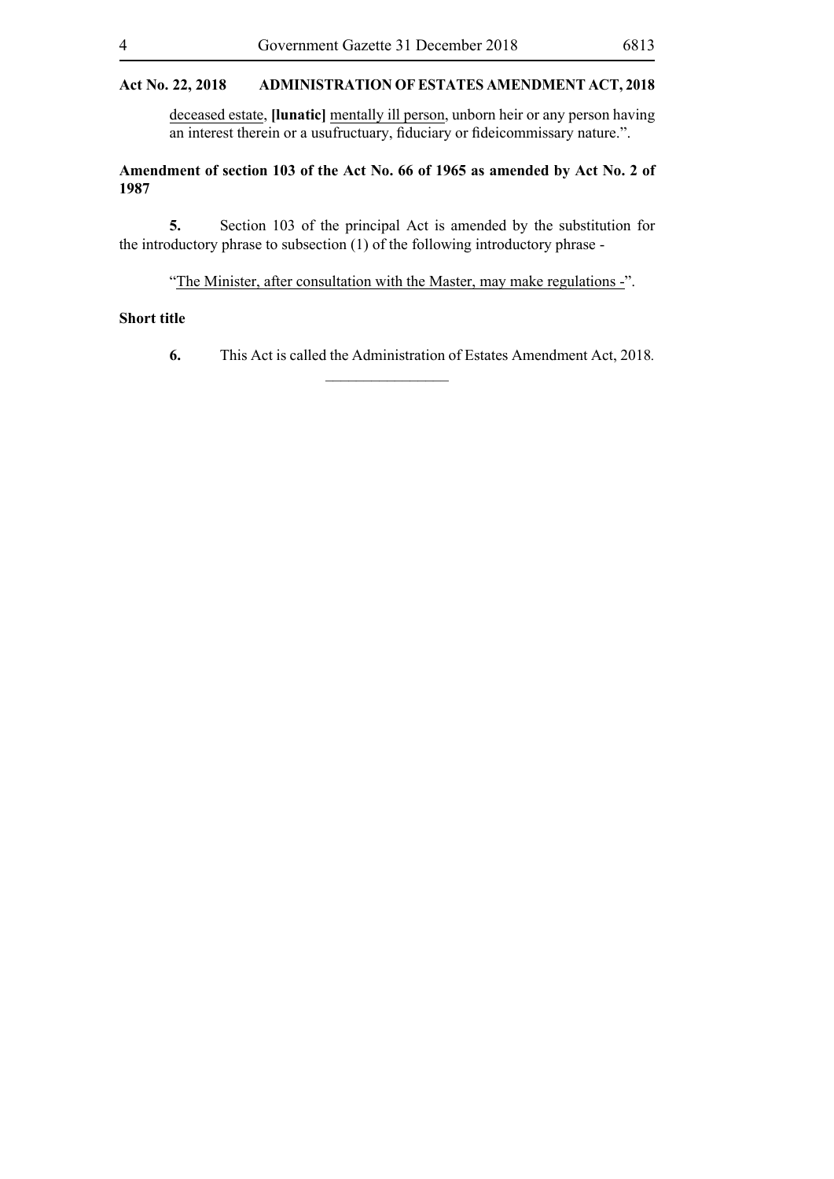deceased estate, **[lunatic]** mentally ill person, unborn heir or any person having an interest therein or a usufructuary, fiduciary or fideicommissary nature.".

**Amendment of section 103 of the Act No. 66 of 1965 as amended by Act No. 2 of 1987**

**5.** Section 103 of the principal Act is amended by the substitution for the introductory phrase to subsection (1) of the following introductory phrase -

"The Minister, after consultation with the Master, may make regulations -".

**Short title**

**6.** This Act is called the Administration of Estates Amendment Act, 2018.